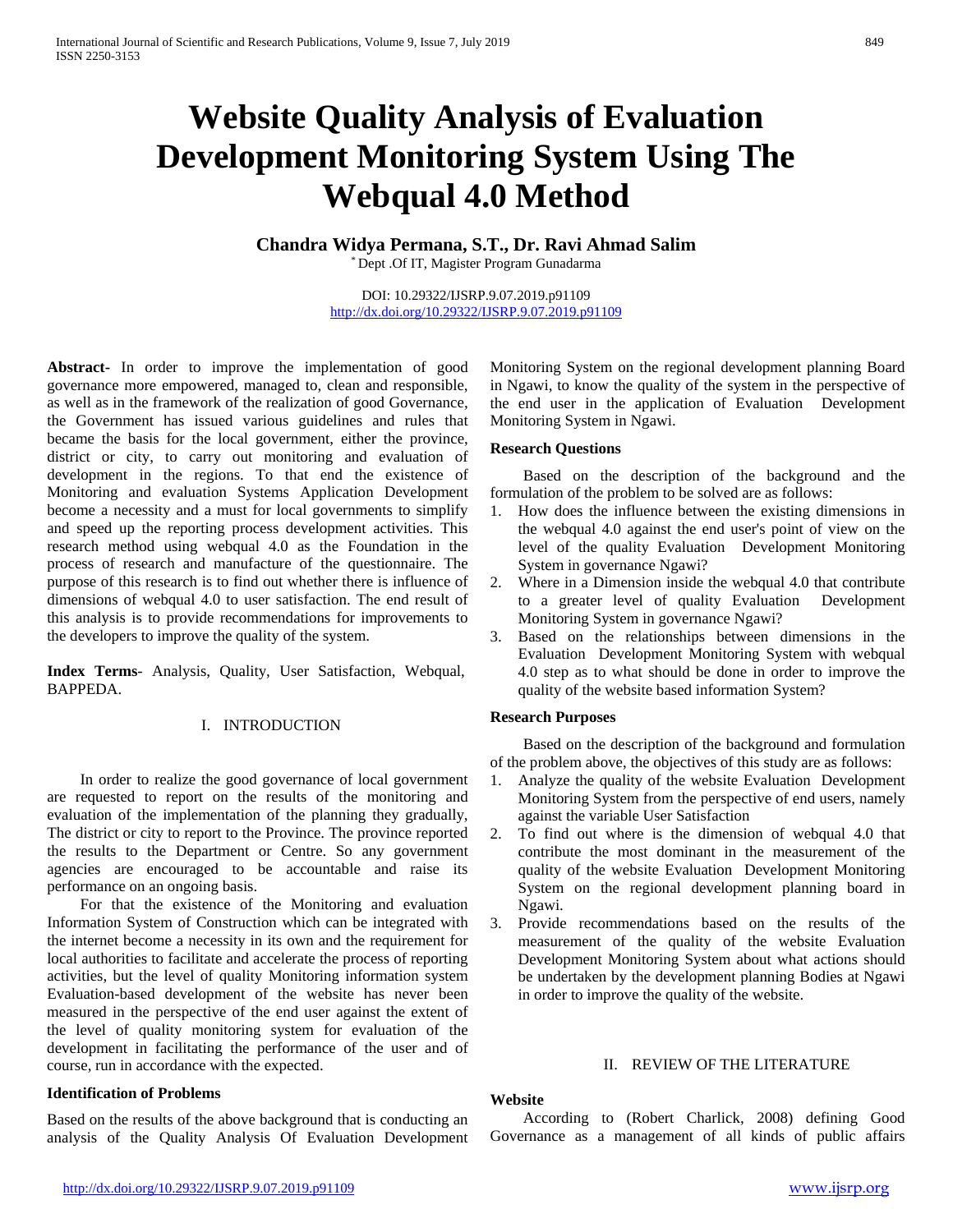# Website Quality Analysis of Evaluation Development Monitoring System Using The Webqual 4.0 Method

**Chandra Widya Permana, S.T., Dr. Ravi Ahmad Salim**

[*] Dept .Of IT, Magister Program Gunadarma

DOI: 10.29322/IJSRP.9.07.2019.p91109
http://dx.doi.org/10.29322/IJSRP.9.07.2019.p91109

**Abstract-** In order to improve the implementation of good governance more empowered, managed to, clean and responsible, as well as in the framework of the realization of good Governance, the Government has issued various guidelines and rules that became the basis for the local government, either the province, district or city, to carry out monitoring and evaluation of development in the regions. To that end the existence of Monitoring and evaluation Systems Application Development become a necessity and a must for local governments to simplify and speed up the reporting process development activities. This research method using webqual 4.0 as the Foundation in the process of research and manufacture of the questionnaire. The purpose of this research is to find out whether there is influence of dimensions of webqual 4.0 to user satisfaction. The end result of this analysis is to provide recommendations for improvements to the developers to improve the quality of the system.

**Index Terms**- Analysis, Quality, User Satisfaction, Webqual, BAPPEDA.

## I. INTRODUCTION

In order to realize the good governance of local government are requested to report on the results of the monitoring and evaluation of the implementation of the planning they gradually, The district or city to report to the Province. The province reported the results to the Department or Centre. So any government agencies are encouraged to be accountable and raise its performance on an ongoing basis.

For that the existence of the Monitoring and evaluation Information System of Construction which can be integrated with the internet become a necessity in its own and the requirement for local authorities to facilitate and accelerate the process of reporting activities, but the level of quality Monitoring information system Evaluation-based development of the website has never been measured in the perspective of the end user against the extent of the level of quality monitoring system for evaluation of the development in facilitating the performance of the user and of course, run in accordance with the expected.

### Identification of Problems

Based on the results of the above background that is conducting an analysis of the Quality Analysis Of Evaluation Development Monitoring System on the regional development planning Board in Ngawi, to know the quality of the system in the perspective of the end user in the application of Evaluation Development Monitoring System in Ngawi.

### Research Questions

Based on the description of the background and the formulation of the problem to be solved are as follows:

1. How does the influence between the existing dimensions in the webqual 4.0 against the end user's point of view on the level of the quality Evaluation Development Monitoring System in governance Ngawi?
2. Where in a Dimension inside the webqual 4.0 that contribute to a greater level of quality Evaluation Development Monitoring System in governance Ngawi?
3. Based on the relationships between dimensions in the Evaluation Development Monitoring System with webqual 4.0 step as to what should be done in order to improve the quality of the website based information System?

### Research Purposes

Based on the description of the background and formulation of the problem above, the objectives of this study are as follows:

1. Analyze the quality of the website Evaluation Development Monitoring System from the perspective of end users, namely against the variable User Satisfaction
2. To find out where is the dimension of webqual 4.0 that contribute the most dominant in the measurement of the quality of the website Evaluation Development Monitoring System on the regional development planning board in Ngawi.
3. Provide recommendations based on the results of the measurement of the quality of the website Evaluation Development Monitoring System about what actions should be undertaken by the development planning Bodies at Ngawi in order to improve the quality of the website.

## II. REVIEW OF THE LITERATURE

### Website

According to (Robert Charlick, 2008) defining Good Governance as a management of all kinds of public affairs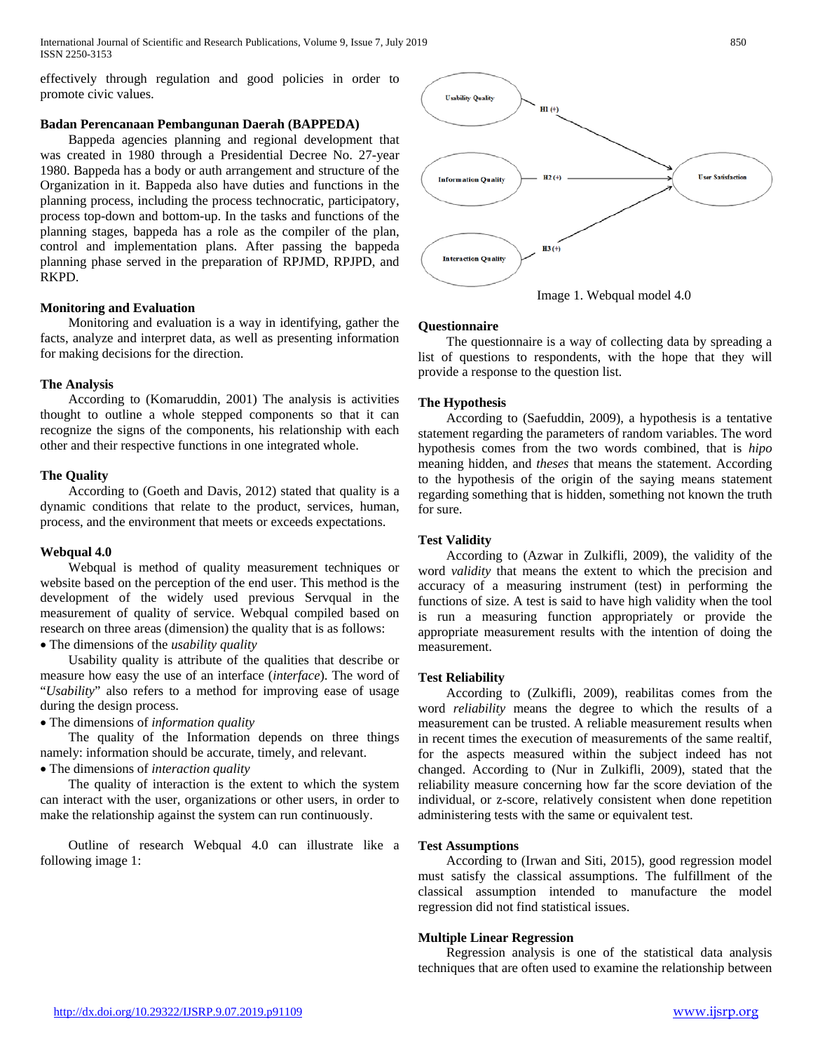effectively through regulation and good policies in order to promote civic values.

**Badan Perencanaan Pembangunan Daerah (BAPPEDA)**

Bappeda agencies planning and regional development that was created in 1980 through a Presidential Decree No. 27-year 1980. Bappeda has a body or auth arrangement and structure of the Organization in it. Bappeda also have duties and functions in the planning process, including the process technocratic, participatory, process top-down and bottom-up. In the tasks and functions of the planning stages, bappeda has a role as the compiler of the plan, control and implementation plans. After passing the bappeda planning phase served in the preparation of RPJMD, RPJPD, and RKPD.

**Monitoring and Evaluation**

Monitoring and evaluation is a way in identifying, gather the facts, analyze and interpret data, as well as presenting information for making decisions for the direction.

**The Analysis**

According to (Komaruddin, 2001) The analysis is activities thought to outline a whole stepped components so that it can recognize the signs of the components, his relationship with each other and their respective functions in one integrated whole.

**The Quality**

According to (Goeth and Davis, 2012) stated that quality is a dynamic conditions that relate to the product, services, human, process, and the environment that meets or exceeds expectations.

**Webqual 4.0**

Webqual is method of quality measurement techniques or website based on the perception of the end user. This method is the development of the widely used previous Servqual in the measurement of quality of service. Webqual compiled based on research on three areas (dimension) the quality that is as follows:

- The dimensions of the *usability quality*

Usability quality is attribute of the qualities that describe or measure how easy the use of an interface (*interface*). The word of "*Usability*" also refers to a method for improving ease of usage during the design process.

- The dimensions of *information quality*

The quality of the Information depends on three things namely: information should be accurate, timely, and relevant.

- The dimensions of *interaction quality*

The quality of interaction is the extent to which the system can interact with the user, organizations or other users, in order to make the relationship against the system can run continuously.

Outline of research Webqual 4.0 can illustrate like a following image 1:

Image 1. Webqual model 4.0

**Questionnaire**

The questionnaire is a way of collecting data by spreading a list of questions to respondents, with the hope that they will provide a response to the question list.

**The Hypothesis**

According to (Saefuddin, 2009), a hypothesis is a tentative statement regarding the parameters of random variables. The word hypothesis comes from the two words combined, that is *hipo* meaning hidden, and *theses* that means the statement. According to the hypothesis of the origin of the saying means statement regarding something that is hidden, something not known the truth for sure.

**Test Validity**

According to (Azwar in Zulkifli, 2009), the validity of the word *validity* that means the extent to which the precision and accuracy of a measuring instrument (test) in performing the functions of size. A test is said to have high validity when the tool is run a measuring function appropriately or provide the appropriate measurement results with the intention of doing the measurement.

**Test Reliability**

According to (Zulkifli, 2009), reabilitas comes from the word *reliability* means the degree to which the results of a measurement can be trusted. A reliable measurement results when in recent times the execution of measurements of the same realtif, for the aspects measured within the subject indeed has not changed. According to (Nur in Zulkifli, 2009), stated that the reliability measure concerning how far the score deviation of the individual, or z-score, relatively consistent when done repetition administering tests with the same or equivalent test.

**Test Assumptions**

According to (Irwan and Siti, 2015), good regression model must satisfy the classical assumptions. The fulfillment of the classical assumption intended to manufacture the model regression did not find statistical issues.

**Multiple Linear Regression**

Regression analysis is one of the statistical data analysis techniques that are often used to examine the relationship between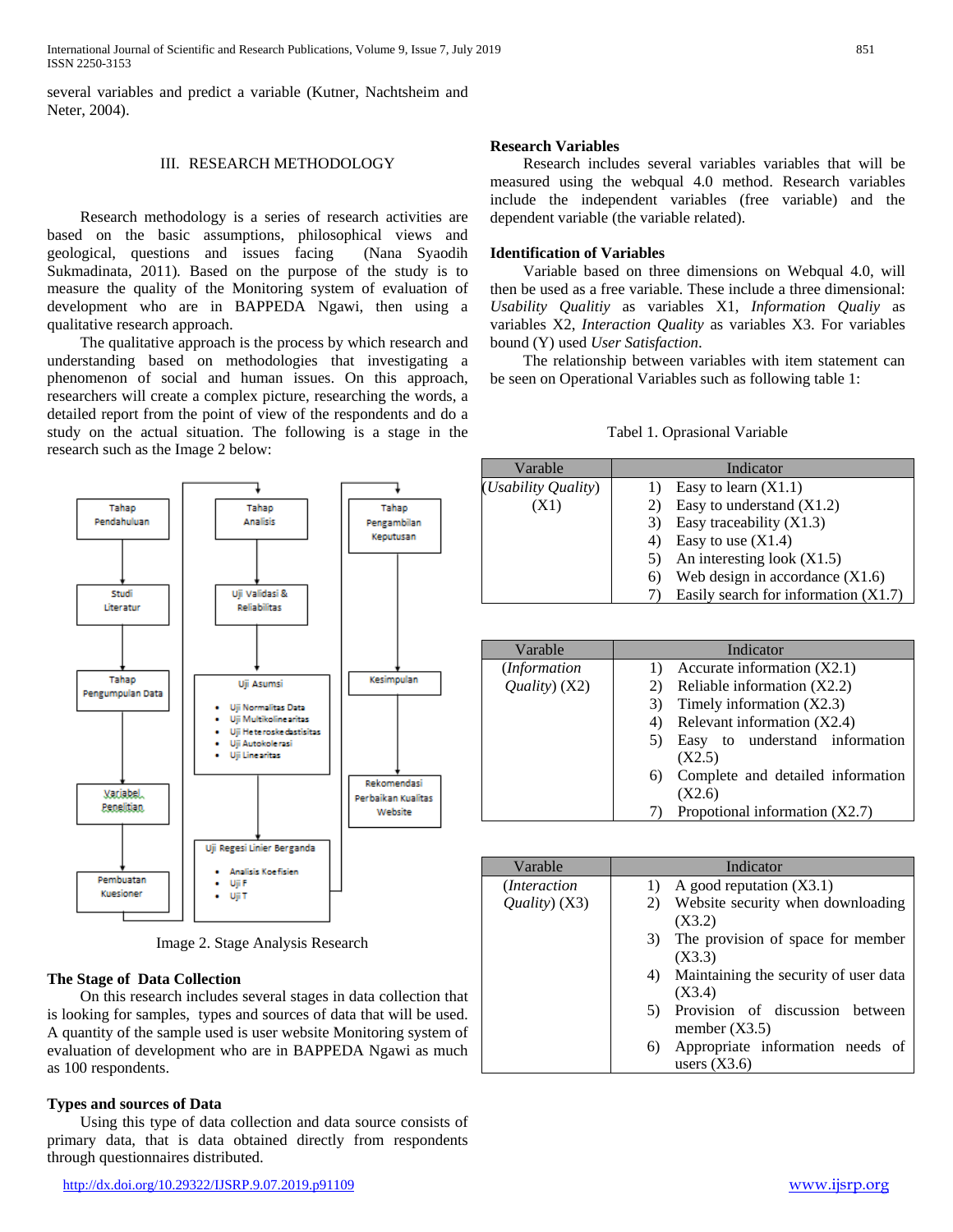several variables and predict a variable (Kutner, Nachtsheim and Neter, 2004).

## III. RESEARCH METHODOLOGY

Research methodology is a series of research activities are based on the basic assumptions, philosophical views and geological, questions and issues facing (Nana Syaodih Sukmadinata, 2011). Based on the purpose of the study is to measure the quality of the Monitoring system of evaluation of development who are in BAPPEDA Ngawi, then using a qualitative research approach.

The qualitative approach is the process by which research and understanding based on methodologies that investigating a phenomenon of social and human issues. On this approach, researchers will create a complex picture, researching the words, a detailed report from the point of view of the respondents and do a study on the actual situation. The following is a stage in the research such as the Image 2 below:

Tahap Pendahuluan → Studi Literatur → Tahap Pengumpulan Data → Variabel Penelitian → Pembuatan Kuesioner

Tahap Analisis → Uji Validasi & Reliabilitas → Uji Asumsi (Uji Normalitas Data, Uji Multikolinearitas, Uji Heteroskedastisitas, Uji Autokolerasi, Uji Linearitas) → Uji Regesi Linier Berganda (Analisis Koefisien, Uji F, Uji T)

Tahap Pengambilan Keputusan → Kesimpulan → Rekomendasi Perbaikan Kualitas Website

Image 2. Stage Analysis Research

### The Stage of Data Collection

On this research includes several stages in data collection that is looking for samples, types and sources of data that will be used. A quantity of the sample used is user website Monitoring system of evaluation of development who are in BAPPEDA Ngawi as much as 100 respondents.

### Types and sources of Data

Using this type of data collection and data source consists of primary data, that is data obtained directly from respondents through questionnaires distributed.

### Research Variables

Research includes several variables variables that will be measured using the webqual 4.0 method. Research variables include the independent variables (free variable) and the dependent variable (the variable related).

### Identification of Variables

Variable based on three dimensions on Webqual 4.0, will then be used as a free variable. These include a three dimensional: *Usability Qualitiy* as variables X1, *Information Qualiy* as variables X2, *Interaction Quality* as variables X3. For variables bound (Y) used *User Satisfaction*.

The relationship between variables with item statement can be seen on Operational Variables such as following table 1:

Tabel 1. Oprasional Variable

| Varable | Indicator |
|---|---|
| *(Usability Quality)* (X1) | 1) Easy to learn (X1.1)<br>2) Easy to understand (X1.2)<br>3) Easy traceability (X1.3)<br>4) Easy to use (X1.4)<br>5) An interesting look (X1.5)<br>6) Web design in accordance (X1.6)<br>7) Easily search for information (X1.7) |

| Varable | Indicator |
|---|---|
| (*Information Quality*) (X2) | 1) Accurate information (X2.1)<br>2) Reliable information (X2.2)<br>3) Timely information (X2.3)<br>4) Relevant information (X2.4)<br>5) Easy to understand information (X2.5)<br>6) Complete and detailed information (X2.6)<br>7) Propotional information (X2.7) |

| Varable | Indicator |
|---|---|
| (*Interaction Quality*) (X3) | 1) A good reputation (X3.1)<br>2) Website security when downloading (X3.2)<br>3) The provision of space for member (X3.3)<br>4) Maintaining the security of user data (X3.4)<br>5) Provision of discussion between member (X3.5)<br>6) Appropriate information needs of users (X3.6) |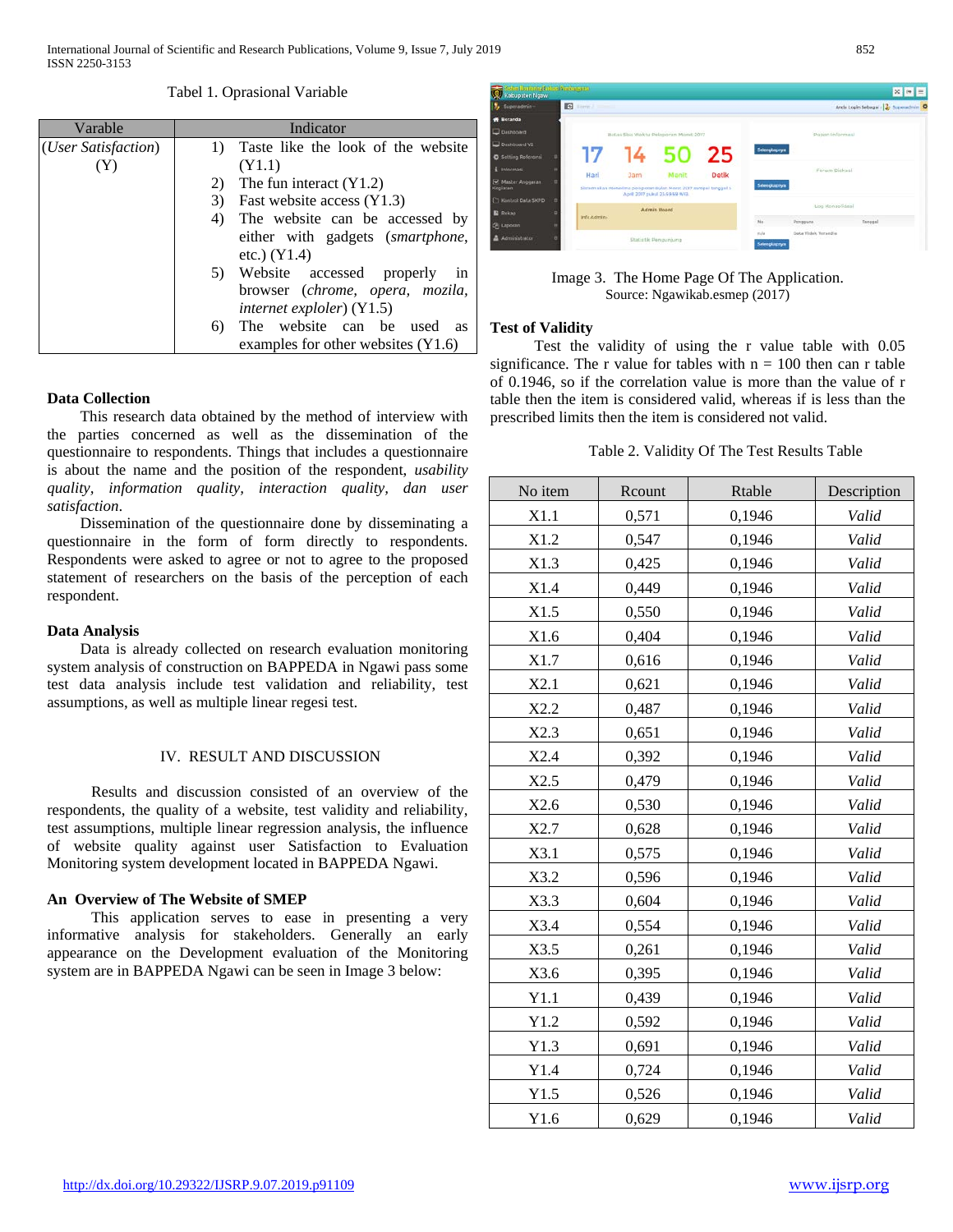Tabel 1. Oprasional Variable

| Varable | Indicator |
|---|---|
| (*User Satisfaction*) (Y) | 1) Taste like the look of the website (Y1.1)<br>2) The fun interact (Y1.2)<br>3) Fast website access (Y1.3)<br>4) The website can be accessed by either with gadgets (*smartphone*, etc.) (Y1.4)<br>5) Website accessed properly in browser (*chrome, opera, mozila, internet exploler*) (Y1.5)<br>6) The website can be used as examples for other websites (Y1.6) |

### Data Collection

This research data obtained by the method of interview with the parties concerned as well as the dissemination of the questionnaire to respondents. Things that includes a questionnaire is about the name and the position of the respondent, *usability quality, information quality, interaction quality, dan user satisfaction*.

Dissemination of the questionnaire done by disseminating a questionnaire in the form of form directly to respondents. Respondents were asked to agree or not to agree to the proposed statement of researchers on the basis of the perception of each respondent.

### Data Analysis

Data is already collected on research evaluation monitoring system analysis of construction on BAPPEDA in Ngawi pass some test data analysis include test validation and reliability, test assumptions, as well as multiple linear regesi test.

## IV. RESULT AND DISCUSSION

Results and discussion consisted of an overview of the respondents, the quality of a website, test validity and reliability, test assumptions, multiple linear regression analysis, the influence of website quality against user Satisfaction to Evaluation Monitoring system development located in BAPPEDA Ngawi.

### An Overview of The Website of SMEP

This application serves to ease in presenting a very informative analysis for stakeholders. Generally an early appearance on the Development evaluation of the Monitoring system are in BAPPEDA Ngawi can be seen in Image 3 below:

Image 3. The Home Page Of The Application.
Source: Ngawikab.esmep (2017)

### Test of Validity

Test the validity of using the r value table with 0.05 significance. The r value for tables with n = 100 then can r table of 0.1946, so if the correlation value is more than the value of r table then the item is considered valid, whereas if is less than the prescribed limits then the item is considered not valid.

Table 2. Validity Of The Test Results Table

| No item | Rcount | Rtable | Description |
|---|---|---|---|
| X1.1 | 0,571 | 0,1946 | *Valid* |
| X1.2 | 0,547 | 0,1946 | *Valid* |
| X1.3 | 0,425 | 0,1946 | *Valid* |
| X1.4 | 0,449 | 0,1946 | *Valid* |
| X1.5 | 0,550 | 0,1946 | *Valid* |
| X1.6 | 0,404 | 0,1946 | *Valid* |
| X1.7 | 0,616 | 0,1946 | *Valid* |
| X2.1 | 0,621 | 0,1946 | *Valid* |
| X2.2 | 0,487 | 0,1946 | *Valid* |
| X2.3 | 0,651 | 0,1946 | *Valid* |
| X2.4 | 0,392 | 0,1946 | *Valid* |
| X2.5 | 0,479 | 0,1946 | *Valid* |
| X2.6 | 0,530 | 0,1946 | *Valid* |
| X2.7 | 0,628 | 0,1946 | *Valid* |
| X3.1 | 0,575 | 0,1946 | *Valid* |
| X3.2 | 0,596 | 0,1946 | *Valid* |
| X3.3 | 0,604 | 0,1946 | *Valid* |
| X3.4 | 0,554 | 0,1946 | *Valid* |
| X3.5 | 0,261 | 0,1946 | *Valid* |
| X3.6 | 0,395 | 0,1946 | *Valid* |
| Y1.1 | 0,439 | 0,1946 | *Valid* |
| Y1.2 | 0,592 | 0,1946 | *Valid* |
| Y1.3 | 0,691 | 0,1946 | *Valid* |
| Y1.4 | 0,724 | 0,1946 | *Valid* |
| Y1.5 | 0,526 | 0,1946 | *Valid* |
| Y1.6 | 0,629 | 0,1946 | *Valid* |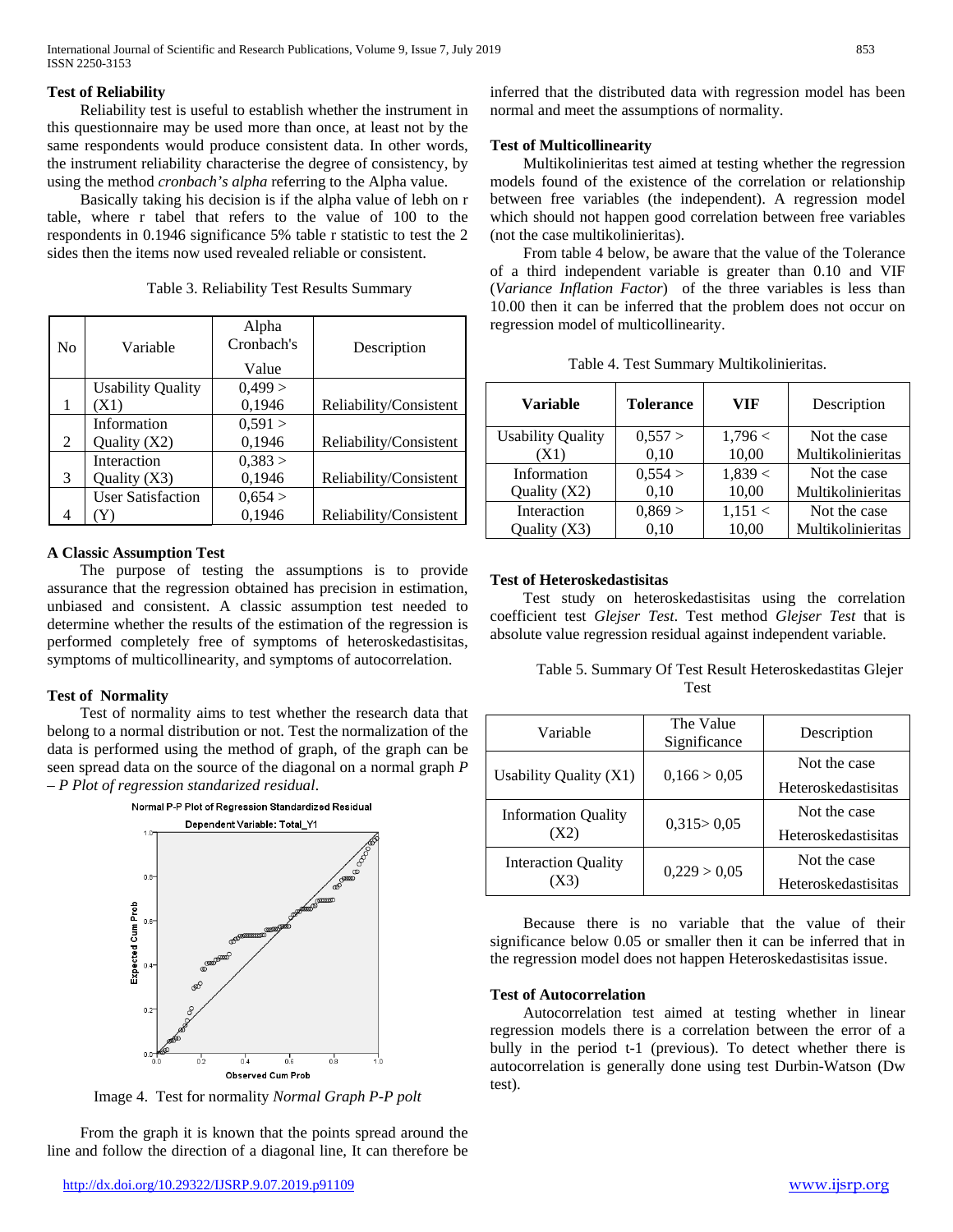### Test of Reliability

Reliability test is useful to establish whether the instrument in this questionnaire may be used more than once, at least not by the same respondents would produce consistent data. In other words, the instrument reliability characterise the degree of consistency, by using the method *cronbach's alpha* referring to the Alpha value.

Basically taking his decision is if the alpha value of lebh on r table, where r tabel that refers to the value of 100 to the respondents in 0.1946 significance 5% table r statistic to test the 2 sides then the items now used revealed reliable or consistent.

Table 3. Reliability Test Results Summary

| No | Variable | Alpha Cronbach's Value | Description |
|---|---|---|---|
| 1 | Usability Quality (X1) | 0,499 > 0,1946 | Reliability/Consistent |
| 2 | Information Quality (X2) | 0,591 > 0,1946 | Reliability/Consistent |
| 3 | Interaction Quality (X3) | 0,383 > 0,1946 | Reliability/Consistent |
| 4 | User Satisfaction (Y) | 0,654 > 0,1946 | Reliability/Consistent |

### A Classic Assumption Test

The purpose of testing the assumptions is to provide assurance that the regression obtained has precision in estimation, unbiased and consistent. A classic assumption test needed to determine whether the results of the estimation of the regression is performed completely free of symptoms of heteroskedastisitas, symptoms of multicollinearity, and symptoms of autocorrelation.

### Test of Normality

Test of normality aims to test whether the research data that belong to a normal distribution or not. Test the normalization of the data is performed using the method of graph, of the graph can be seen spread data on the source of the diagonal on a normal graph *P – P Plot of regression standarized residual*.

Image 4. Test for normality *Normal Graph P-P polt*

From the graph it is known that the points spread around the line and follow the direction of a diagonal line, It can therefore be inferred that the distributed data with regression model has been normal and meet the assumptions of normality.

### Test of Multicollinearity

Multikolinieritas test aimed at testing whether the regression models found of the existence of the correlation or relationship between free variables (the independent). A regression model which should not happen good correlation between free variables (not the case multikolinieritas).

From table 4 below, be aware that the value of the Tolerance of a third independent variable is greater than 0.10 and VIF (*Variance Inflation Factor*) of the three variables is less than 10.00 then it can be inferred that the problem does not occur on regression model of multicollinearity.

Table 4. Test Summary Multikolinieritas.

| **Variable** | **Tolerance** | **VIF** | Description |
|---|---|---|---|
| Usability Quality (X1) | 0,557 > 0,10 | 1,796 < 10,00 | Not the case Multikolinieritas |
| Information Quality (X2) | 0,554 > 0,10 | 1,839 < 10,00 | Not the case Multikolinieritas |
| Interaction Quality (X3) | 0,869 > 0,10 | 1,151 < 10,00 | Not the case Multikolinieritas |

### Test of Heteroskedastisitas

Test study on heteroskedastisitas using the correlation coefficient test *Glejser Test*. Test method *Glejser Test* that is absolute value regression residual against independent variable.

Table 5. Summary Of Test Result Heteroskedastitas Glejer Test

| Variable | The Value Significance | Description |
|---|---|---|
| Usability Quality (X1) | 0,166 > 0,05 | Not the case Heteroskedastisitas |
| Information Quality (X2) | 0,315> 0,05 | Not the case Heteroskedastisitas |
| Interaction Quality (X3) | 0,229 > 0,05 | Not the case Heteroskedastisitas |

Because there is no variable that the value of their significance below 0.05 or smaller then it can be inferred that in the regression model does not happen Heteroskedastisitas issue.

### Test of Autocorrelation

Autocorrelation test aimed at testing whether in linear regression models there is a correlation between the error of a bully in the period t-1 (previous). To detect whether there is autocorrelation is generally done using test Durbin-Watson (Dw test).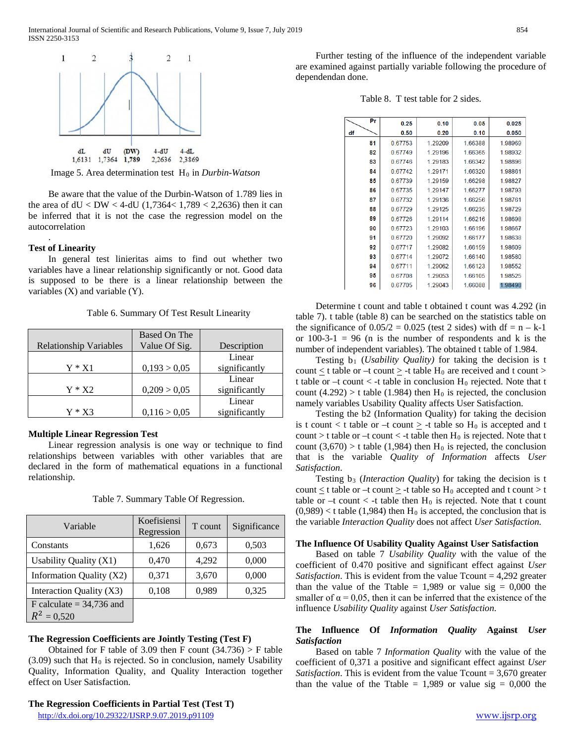Image 5. Area determination test $H_0$ in *Durbin-Watson*

Be aware that the value of the Durbin-Watson of 1.789 lies in the area of dU < DW < 4-dU (1,7364< 1,789 < 2,2636) then it can be inferred that it is not the case the regression model on the autocorrelation

.

**Test of Linearity**

In general test linieritas aims to find out whether two variables have a linear relationship significantly or not. Good data is supposed to be there is a linear relationship between the variables (X) and variable (Y).

Table 6. Summary Of Test Result Linearity

| Relationship Variables | Based On The Value Of Sig. | Description |
|---|---|---|
| Y * X1 | 0,193 > 0,05 | Linear significantly |
| Y * X2 | 0,209 > 0,05 | Linear significantly |
| Y * X3 | 0,116 > 0,05 | Linear significantly |

**Multiple Linear Regression Test**

Linear regression analysis is one way or technique to find relationships between variables with other variables that are declared in the form of mathematical equations in a functional relationship.

Table 7. Summary Table Of Regression.

| Variable | Koefisiensi Regression | T count | Significance |
|---|---|---|---|
| Constants | 1,626 | 0,673 | 0,503 |
| Usability Quality (X1) | 0,470 | 4,292 | 0,000 |
| Information Quality (X2) | 0,371 | 3,670 | 0,000 |
| Interaction Quality (X3) | 0,108 | 0,989 | 0,325 |
| F calculate = 34,736 and $R^2$ = 0,520 | | | |

**The Regression Coefficients are Jointly Testing (Test F)**

Obtained for F table of 3.09 then F count (34.736) > F table (3.09) such that $H_0$ is rejected. So in conclusion, namely Usability Quality, Information Quality, and Quality Interaction together effect on User Satisfaction.

**The Regression Coefficients in Partial Test (Test T)**

Further testing of the influence of the independent variable are examined against partially variable following the procedure of dependendan done.

Table 8. T test table for 2 sides.

| df \ Pr | 0.25 / 0.50 | 0.10 / 0.20 | 0.05 / 0.10 | 0.025 / 0.050 |
|---|---|---|---|---|
| 81 | 0.67753 | 1.29209 | 1.66388 | 1.98969 |
| 82 | 0.67749 | 1.29196 | 1.66365 | 1.98932 |
| 83 | 0.67746 | 1.29183 | 1.66342 | 1.98896 |
| 84 | 0.67742 | 1.29171 | 1.66320 | 1.98861 |
| 85 | 0.67739 | 1.29159 | 1.66298 | 1.98827 |
| 86 | 0.67735 | 1.29147 | 1.66277 | 1.98793 |
| 87 | 0.67732 | 1.29136 | 1.66256 | 1.98761 |
| 88 | 0.67729 | 1.29125 | 1.66235 | 1.98729 |
| 89 | 0.67726 | 1.29114 | 1.66216 | 1.98698 |
| 90 | 0.67723 | 1.29103 | 1.66196 | 1.98667 |
| 91 | 0.67720 | 1.29092 | 1.66177 | 1.98638 |
| 92 | 0.67717 | 1.29082 | 1.66159 | 1.98609 |
| 93 | 0.67714 | 1.29072 | 1.66140 | 1.98580 |
| 94 | 0.67711 | 1.29062 | 1.66123 | 1.98552 |
| 95 | 0.67708 | 1.29053 | 1.66105 | 1.98525 |
| 96 | 0.67705 | 1.29043 | 1.66088 | 1.98498 |

Determine t count and table t obtained t count was 4.292 (in table 7). t table (table 8) can be searched on the statistics table on the significance of 0.05/2 = 0.025 (test 2 sides) with df = n – k-1 or 100-3-1 = 96 (n is the number of respondents and k is the number of independent variables). The obtained t table of 1.984.

Testing $b_1$ (*Usability Quality)* for taking the decision is t count ≤ t table or –t count ≥ -t table $H_0$ are received and t count > t table or –t count < -t table in conclusion $H_0$ rejected. Note that t count (4.292) > t table (1.984) then $H_0$ is rejected, the conclusion namely variables Usability Quality affects User Satisfaction.

Testing the b2 (Information Quality) for taking the decision is t count < t table or –t count ≥ -t table so $H_0$ is accepted and t count > t table or –t count < -t table then $H_0$ is rejected. Note that t count (3,670) > t table (1,984) then $H_0$ is rejected, the conclusion that is the variable *Quality of Information* affects *User Satisfaction.*

Testing $b_3$ (*Interaction Quality*) for taking the decision is t count ≤ t table or –t count ≥ -t table so $H_0$ accepted and t count > t table or –t count < -t table then $H_0$ is rejected. Note that t count (0,989) < t table (1,984) then $H_0$ is accepted, the conclusion that is the variable *Interaction Quality* does not affect *User Satisfaction.*

**The Influence Of Usability Quality Against User Satisfaction**

Based on table 7 *Usability Quality* with the value of the coefficient of 0.470 positive and significant effect against *User Satisfaction*. This is evident from the value Tcount = 4,292 greater than the value of the Ttable = 1,989 or value sig = 0,000 the smaller of α = 0,05, then it can be inferred that the existence of the influence *Usability Quality* against *User Satisfaction.*

**The Influence Of *Information Quality* Against *User Satisfaction***

Based on table 7 *Information Quality* with the value of the coefficient of 0,371 a positive and significant effect against *User Satisfaction*. This is evident from the value Tcount = 3,670 greater than the value of the Ttable = 1,989 or value sig = 0,000 the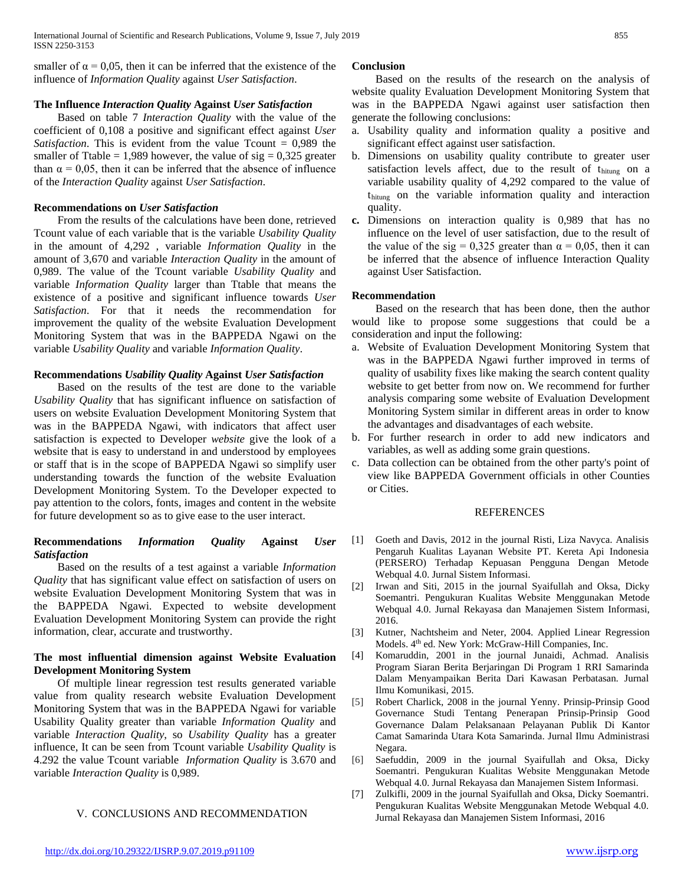smaller of α = 0,05, then it can be inferred that the existence of the influence of *Information Quality* against *User Satisfaction*.

**The Influence *Interaction Quality* Against *User Satisfaction***

Based on table 7 *Interaction Quality* with the value of the coefficient of 0,108 a positive and significant effect against *User Satisfaction*. This is evident from the value Tcount = 0,989 the smaller of Ttable = 1,989 however, the value of sig = 0,325 greater than α = 0,05, then it can be inferred that the absence of influence of the *Interaction Quality* against *User Satisfaction*.

**Recommendations on *User Satisfaction***

From the results of the calculations have been done, retrieved Tcount value of each variable that is the variable *Usability Quality* in the amount of 4,292 , variable *Information Quality* in the amount of 3,670 and variable *Interaction Quality* in the amount of 0,989. The value of the Tcount variable *Usability Quality* and variable *Information Quality* larger than Ttable that means the existence of a positive and significant influence towards *User Satisfaction*. For that it needs the recommendation for improvement the quality of the website Evaluation Development Monitoring System that was in the BAPPEDA Ngawi on the variable *Usability Quality* and variable *Information Quality*.

**Recommendations *Usability Quality* Against *User Satisfaction***

Based on the results of the test are done to the variable *Usability Quality* that has significant influence on satisfaction of users on website Evaluation Development Monitoring System that was in the BAPPEDA Ngawi, with indicators that affect user satisfaction is expected to Developer *website* give the look of a website that is easy to understand in and understood by employees or staff that is in the scope of BAPPEDA Ngawi so simplify user understanding towards the function of the website Evaluation Development Monitoring System. To the Developer expected to pay attention to the colors, fonts, images and content in the website for future development so as to give ease to the user interact.

**Recommendations *Information Quality* Against *User Satisfaction***

Based on the results of a test against a variable *Information Quality* that has significant value effect on satisfaction of users on website Evaluation Development Monitoring System that was in the BAPPEDA Ngawi. Expected to website development Evaluation Development Monitoring System can provide the right information, clear, accurate and trustworthy.

**The most influential dimension against Website Evaluation Development Monitoring System**

Of multiple linear regression test results generated variable value from quality research website Evaluation Development Monitoring System that was in the BAPPEDA Ngawi for variable Usability Quality greater than variable *Information Quality* and variable *Interaction Quality*, so *Usability Quality* has a greater influence, It can be seen from Tcount variable *Usability Quality* is 4.292 the value Tcount variable *Information Quality* is 3.670 and variable *Interaction Quality* is 0,989.

## V. CONCLUSIONS AND RECOMMENDATION

**Conclusion**

Based on the results of the research on the analysis of website quality Evaluation Development Monitoring System that was in the BAPPEDA Ngawi against user satisfaction then generate the following conclusions:

a. Usability quality and information quality a positive and significant effect against user satisfaction.
b. Dimensions on usability quality contribute to greater user satisfaction levels affect, due to the result of $t_{hitung}$ on a variable usability quality of 4,292 compared to the value of $t_{hitung}$ on the variable information quality and interaction quality.
c. Dimensions on interaction quality is 0,989 that has no influence on the level of user satisfaction, due to the result of the value of the sig = 0,325 greater than α = 0,05, then it can be inferred that the absence of influence Interaction Quality against User Satisfaction.

**Recommendation**

Based on the research that has been done, then the author would like to propose some suggestions that could be a consideration and input the following:

a. Website of Evaluation Development Monitoring System that was in the BAPPEDA Ngawi further improved in terms of quality of usability fixes like making the search content quality website to get better from now on. We recommend for further analysis comparing some website of Evaluation Development Monitoring System similar in different areas in order to know the advantages and disadvantages of each website.
b. For further research in order to add new indicators and variables, as well as adding some grain questions.
c. Data collection can be obtained from the other party's point of view like BAPPEDA Government officials in other Counties or Cities.

## REFERENCES

[1] Goeth and Davis, 2012 in the journal Risti, Liza Navyca. Analisis Pengaruh Kualitas Layanan Website PT. Kereta Api Indonesia (PERSERO) Terhadap Kepuasan Pengguna Dengan Metode Webqual 4.0. Jurnal Sistem Informasi.

[2] Irwan and Siti, 2015 in the journal Syaifullah and Oksa, Dicky Soemantri. Pengukuran Kualitas Website Menggunakan Metode Webqual 4.0. Jurnal Rekayasa dan Manajemen Sistem Informasi, 2016.

[3] Kutner, Nachtsheim and Neter, 2004. Applied Linear Regression Models. 4th ed. New York: McGraw-Hill Companies, Inc.

[4] Komaruddin, 2001 in the journal Junaidi, Achmad. Analisis Program Siaran Berita Berjaringan Di Program 1 RRI Samarinda Dalam Menyampaikan Berita Dari Kawasan Perbatasan. Jurnal Ilmu Komunikasi, 2015.

[5] Robert Charlick, 2008 in the journal Yenny. Prinsip-Prinsip Good Governance Studi Tentang Penerapan Prinsip-Prinsip Good Governance Dalam Pelaksanaan Pelayanan Publik Di Kantor Camat Samarinda Utara Kota Samarinda. Jurnal Ilmu Administrasi Negara.

[6] Saefuddin, 2009 in the journal Syaifullah and Oksa, Dicky Soemantri. Pengukuran Kualitas Website Menggunakan Metode Webqual 4.0. Jurnal Rekayasa dan Manajemen Sistem Informasi.

[7] Zulkifli, 2009 in the journal Syaifullah and Oksa, Dicky Soemantri. Pengukuran Kualitas Website Menggunakan Metode Webqual 4.0. Jurnal Rekayasa dan Manajemen Sistem Informasi, 2016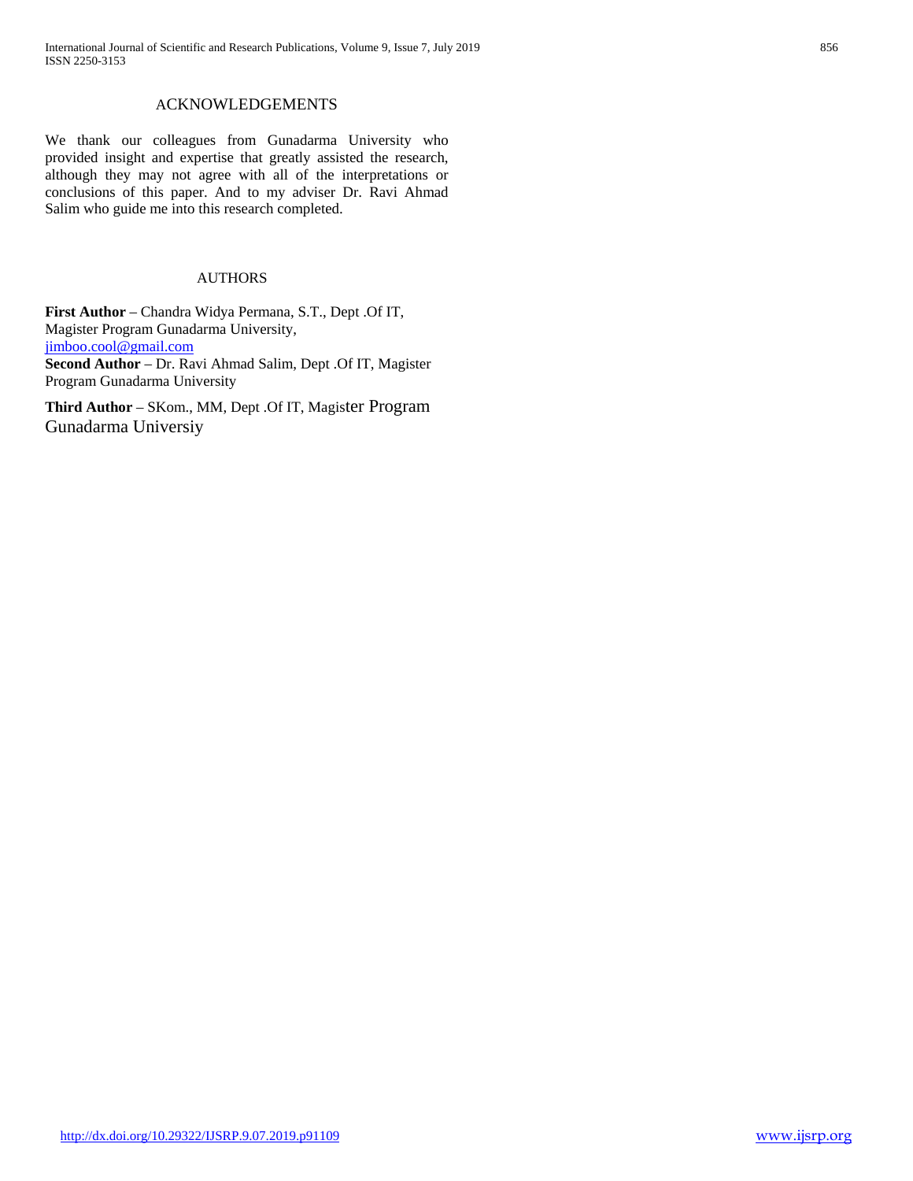## ACKNOWLEDGEMENTS

We thank our colleagues from Gunadarma University who provided insight and expertise that greatly assisted the research, although they may not agree with all of the interpretations or conclusions of this paper. And to my adviser Dr. Ravi Ahmad Salim who guide me into this research completed.

## AUTHORS

**First Author** – Chandra Widya Permana, S.T., Dept .Of IT, Magister Program Gunadarma University, jimboo.cool@gmail.com

**Second Author** – Dr. Ravi Ahmad Salim, Dept .Of IT, Magister Program Gunadarma University

**Third Author** – SKom., MM, Dept .Of IT, Magister Program Gunadarma Universiy